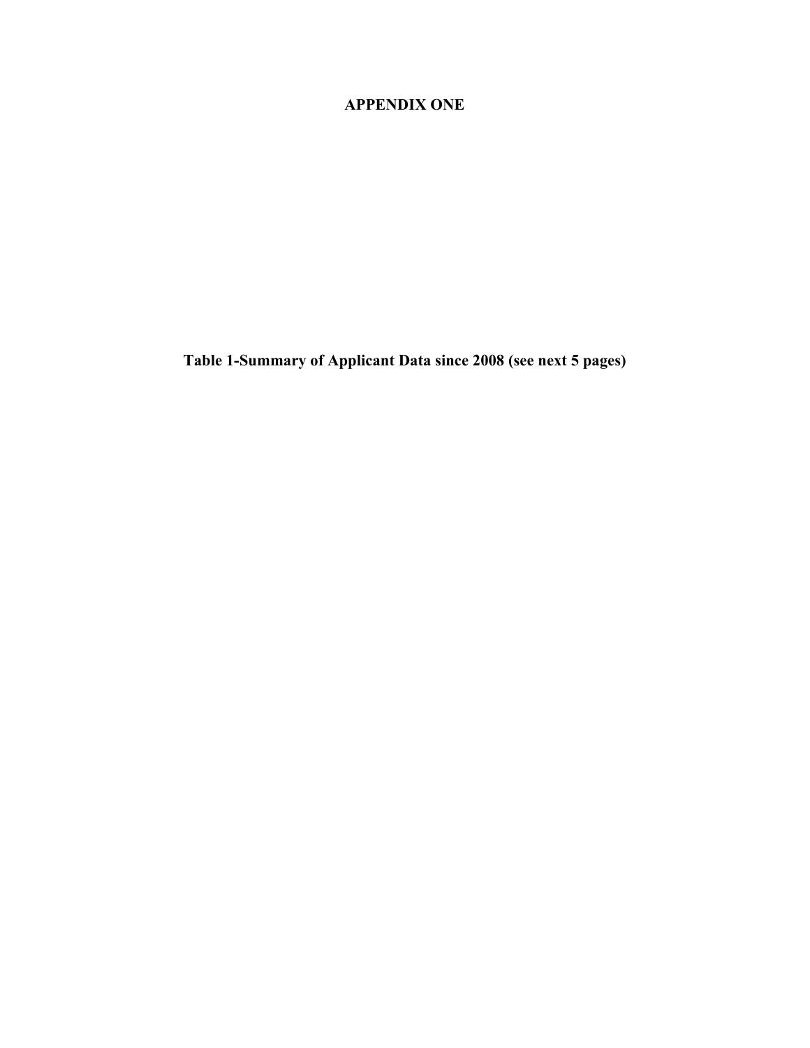# APPENDIX ONE

**Table 1-Summary of Applicant Data since 2008 (see next 5 pages)**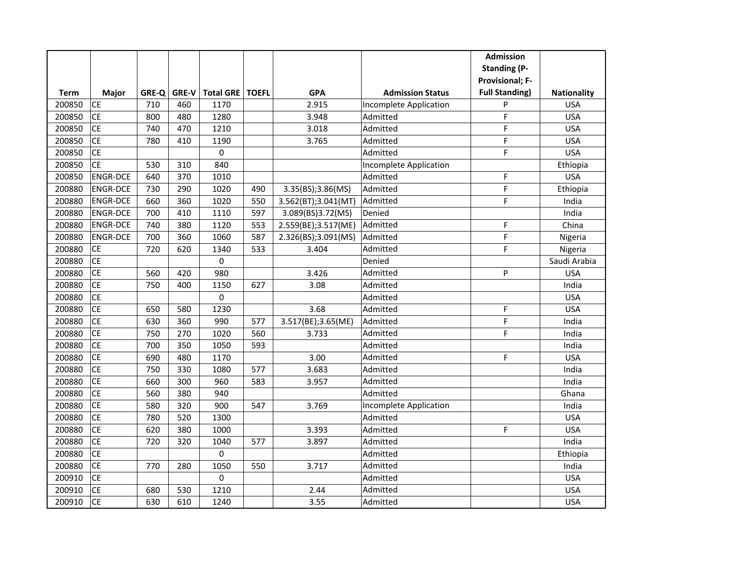| Term | Major | GRE-Q | GRE-V | Total GRE | TOEFL | GPA | Admission Status | Admission Standing (P-Provisional; F-Full Standing) | Nationality |
|---|---|---|---|---|---|---|---|---|---|
| 200850 | CE | 710 | 460 | 1170 | | 2.915 | Incomplete Application | P | USA |
| 200850 | CE | 800 | 480 | 1280 | | 3.948 | Admitted | F | USA |
| 200850 | CE | 740 | 470 | 1210 | | 3.018 | Admitted | F | USA |
| 200850 | CE | 780 | 410 | 1190 | | 3.765 | Admitted | F | USA |
| 200850 | CE | | | 0 | | | Admitted | F | USA |
| 200850 | CE | 530 | 310 | 840 | | | Incomplete Application | | Ethiopia |
| 200850 | ENGR-DCE | 640 | 370 | 1010 | | | Admitted | F | USA |
| 200880 | ENGR-DCE | 730 | 290 | 1020 | 490 | 3.35(BS);3.86(MS) | Admitted | F | Ethiopia |
| 200880 | ENGR-DCE | 660 | 360 | 1020 | 550 | 3.562(BT);3.041(MT) | Admitted | F | India |
| 200880 | ENGR-DCE | 700 | 410 | 1110 | 597 | 3.089(BS)3.72(MS) | Denied | | India |
| 200880 | ENGR-DCE | 740 | 380 | 1120 | 553 | 2.559(BE);3.517(ME) | Admitted | F | China |
| 200880 | ENGR-DCE | 700 | 360 | 1060 | 587 | 2.326(BS);3.091(MS) | Admitted | F | Nigeria |
| 200880 | CE | 720 | 620 | 1340 | 533 | 3.404 | Admitted | F | Nigeria |
| 200880 | CE | | | 0 | | | Denied | | Saudi Arabia |
| 200880 | CE | 560 | 420 | 980 | | 3.426 | Admitted | P | USA |
| 200880 | CE | 750 | 400 | 1150 | 627 | 3.08 | Admitted | | India |
| 200880 | CE | | | 0 | | | Admitted | | USA |
| 200880 | CE | 650 | 580 | 1230 | | 3.68 | Admitted | F | USA |
| 200880 | CE | 630 | 360 | 990 | 577 | 3.517(BE);3.65(ME) | Admitted | F | India |
| 200880 | CE | 750 | 270 | 1020 | 560 | 3.733 | Admitted | F | India |
| 200880 | CE | 700 | 350 | 1050 | 593 | | Admitted | | India |
| 200880 | CE | 690 | 480 | 1170 | | 3.00 | Admitted | F | USA |
| 200880 | CE | 750 | 330 | 1080 | 577 | 3.683 | Admitted | | India |
| 200880 | CE | 660 | 300 | 960 | 583 | 3.957 | Admitted | | India |
| 200880 | CE | 560 | 380 | 940 | | | Admitted | | Ghana |
| 200880 | CE | 580 | 320 | 900 | 547 | 3.769 | Incomplete Application | | India |
| 200880 | CE | 780 | 520 | 1300 | | | Admitted | | USA |
| 200880 | CE | 620 | 380 | 1000 | | 3.393 | Admitted | F | USA |
| 200880 | CE | 720 | 320 | 1040 | 577 | 3.897 | Admitted | | India |
| 200880 | CE | | | 0 | | | Admitted | | Ethiopia |
| 200880 | CE | 770 | 280 | 1050 | 550 | 3.717 | Admitted | | India |
| 200910 | CE | | | 0 | | | Admitted | | USA |
| 200910 | CE | 680 | 530 | 1210 | | 2.44 | Admitted | | USA |
| 200910 | CE | 630 | 610 | 1240 | | 3.55 | Admitted | | USA |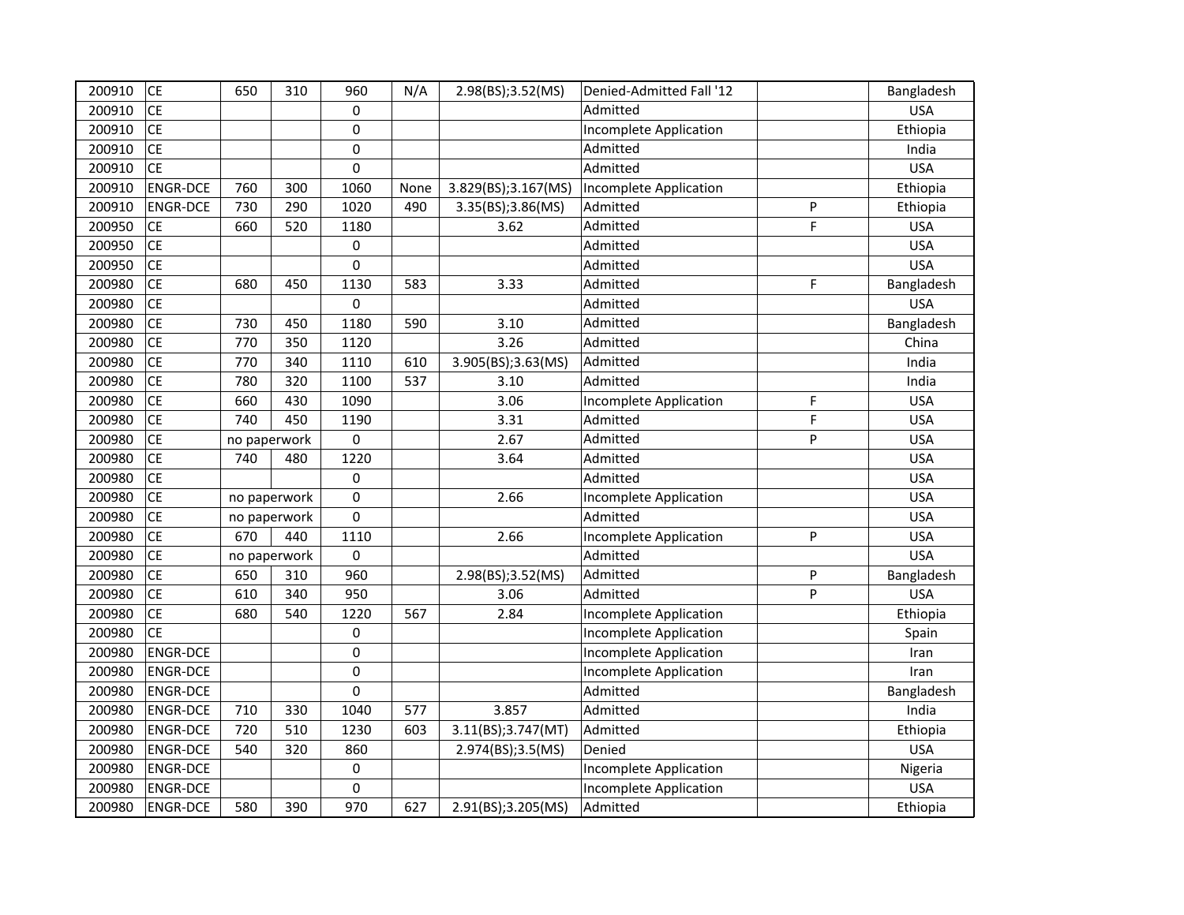| | | | | | | | | | |
|---|---|---|---|---|---|---|---|---|---|
| 200910 | CE | 650 | 310 | 960 | N/A | 2.98(BS);3.52(MS) | Denied-Admitted Fall '12 | | Bangladesh |
| 200910 | CE | | | 0 | | | Admitted | | USA |
| 200910 | CE | | | 0 | | | Incomplete Application | | Ethiopia |
| 200910 | CE | | | 0 | | | Admitted | | India |
| 200910 | CE | | | 0 | | | Admitted | | USA |
| 200910 | ENGR-DCE | 760 | 300 | 1060 | None | 3.829(BS);3.167(MS) | Incomplete Application | | Ethiopia |
| 200910 | ENGR-DCE | 730 | 290 | 1020 | 490 | 3.35(BS);3.86(MS) | Admitted | P | Ethiopia |
| 200950 | CE | 660 | 520 | 1180 | | 3.62 | Admitted | F | USA |
| 200950 | CE | | | 0 | | | Admitted | | USA |
| 200950 | CE | | | 0 | | | Admitted | | USA |
| 200980 | CE | 680 | 450 | 1130 | 583 | 3.33 | Admitted | F | Bangladesh |
| 200980 | CE | | | 0 | | | Admitted | | USA |
| 200980 | CE | 730 | 450 | 1180 | 590 | 3.10 | Admitted | | Bangladesh |
| 200980 | CE | 770 | 350 | 1120 | | 3.26 | Admitted | | China |
| 200980 | CE | 770 | 340 | 1110 | 610 | 3.905(BS);3.63(MS) | Admitted | | India |
| 200980 | CE | 780 | 320 | 1100 | 537 | 3.10 | Admitted | | India |
| 200980 | CE | 660 | 430 | 1090 | | 3.06 | Incomplete Application | F | USA |
| 200980 | CE | 740 | 450 | 1190 | | 3.31 | Admitted | F | USA |
| 200980 | CE | no paperwork | | 0 | | 2.67 | Admitted | P | USA |
| 200980 | CE | 740 | 480 | 1220 | | 3.64 | Admitted | | USA |
| 200980 | CE | | | 0 | | | Admitted | | USA |
| 200980 | CE | no paperwork | | 0 | | 2.66 | Incomplete Application | | USA |
| 200980 | CE | no paperwork | | 0 | | | Admitted | | USA |
| 200980 | CE | 670 | 440 | 1110 | | 2.66 | Incomplete Application | P | USA |
| 200980 | CE | no paperwork | | 0 | | | Admitted | | USA |
| 200980 | CE | 650 | 310 | 960 | | 2.98(BS);3.52(MS) | Admitted | P | Bangladesh |
| 200980 | CE | 610 | 340 | 950 | | 3.06 | Admitted | P | USA |
| 200980 | CE | 680 | 540 | 1220 | 567 | 2.84 | Incomplete Application | | Ethiopia |
| 200980 | CE | | | 0 | | | Incomplete Application | | Spain |
| 200980 | ENGR-DCE | | | 0 | | | Incomplete Application | | Iran |
| 200980 | ENGR-DCE | | | 0 | | | Incomplete Application | | Iran |
| 200980 | ENGR-DCE | | | 0 | | | Admitted | | Bangladesh |
| 200980 | ENGR-DCE | 710 | 330 | 1040 | 577 | 3.857 | Admitted | | India |
| 200980 | ENGR-DCE | 720 | 510 | 1230 | 603 | 3.11(BS);3.747(MT) | Admitted | | Ethiopia |
| 200980 | ENGR-DCE | 540 | 320 | 860 | | 2.974(BS);3.5(MS) | Denied | | USA |
| 200980 | ENGR-DCE | | | 0 | | | Incomplete Application | | Nigeria |
| 200980 | ENGR-DCE | | | 0 | | | Incomplete Application | | USA |
| 200980 | ENGR-DCE | 580 | 390 | 970 | 627 | 2.91(BS);3.205(MS) | Admitted | | Ethiopia |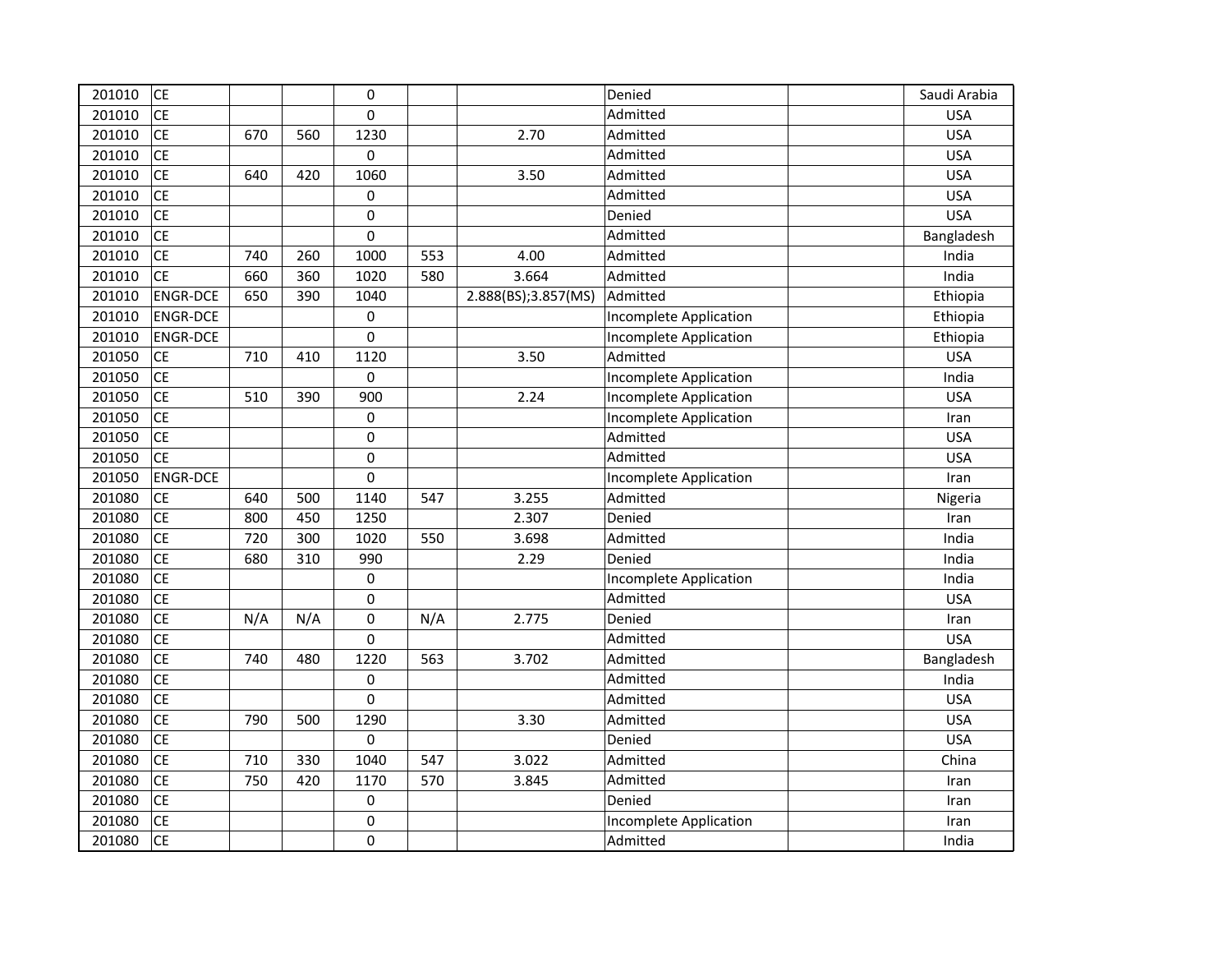| | | | | | | | | | |
|---|---|---|---|---|---|---|---|---|---|
| 201010 | CE | | | 0 | | | Denied | | Saudi Arabia |
| 201010 | CE | | | 0 | | | Admitted | | USA |
| 201010 | CE | 670 | 560 | 1230 | | 2.70 | Admitted | | USA |
| 201010 | CE | | | 0 | | | Admitted | | USA |
| 201010 | CE | 640 | 420 | 1060 | | 3.50 | Admitted | | USA |
| 201010 | CE | | | 0 | | | Admitted | | USA |
| 201010 | CE | | | 0 | | | Denied | | USA |
| 201010 | CE | | | 0 | | | Admitted | | Bangladesh |
| 201010 | CE | 740 | 260 | 1000 | 553 | 4.00 | Admitted | | India |
| 201010 | CE | 660 | 360 | 1020 | 580 | 3.664 | Admitted | | India |
| 201010 | ENGR-DCE | 650 | 390 | 1040 | | 2.888(BS);3.857(MS) | Admitted | | Ethiopia |
| 201010 | ENGR-DCE | | | 0 | | | Incomplete Application | | Ethiopia |
| 201010 | ENGR-DCE | | | 0 | | | Incomplete Application | | Ethiopia |
| 201050 | CE | 710 | 410 | 1120 | | 3.50 | Admitted | | USA |
| 201050 | CE | | | 0 | | | Incomplete Application | | India |
| 201050 | CE | 510 | 390 | 900 | | 2.24 | Incomplete Application | | USA |
| 201050 | CE | | | 0 | | | Incomplete Application | | Iran |
| 201050 | CE | | | 0 | | | Admitted | | USA |
| 201050 | CE | | | 0 | | | Admitted | | USA |
| 201050 | ENGR-DCE | | | 0 | | | Incomplete Application | | Iran |
| 201080 | CE | 640 | 500 | 1140 | 547 | 3.255 | Admitted | | Nigeria |
| 201080 | CE | 800 | 450 | 1250 | | 2.307 | Denied | | Iran |
| 201080 | CE | 720 | 300 | 1020 | 550 | 3.698 | Admitted | | India |
| 201080 | CE | 680 | 310 | 990 | | 2.29 | Denied | | India |
| 201080 | CE | | | 0 | | | Incomplete Application | | India |
| 201080 | CE | | | 0 | | | Admitted | | USA |
| 201080 | CE | N/A | N/A | 0 | N/A | 2.775 | Denied | | Iran |
| 201080 | CE | | | 0 | | | Admitted | | USA |
| 201080 | CE | 740 | 480 | 1220 | 563 | 3.702 | Admitted | | Bangladesh |
| 201080 | CE | | | 0 | | | Admitted | | India |
| 201080 | CE | | | 0 | | | Admitted | | USA |
| 201080 | CE | 790 | 500 | 1290 | | 3.30 | Admitted | | USA |
| 201080 | CE | | | 0 | | | Denied | | USA |
| 201080 | CE | 710 | 330 | 1040 | 547 | 3.022 | Admitted | | China |
| 201080 | CE | 750 | 420 | 1170 | 570 | 3.845 | Admitted | | Iran |
| 201080 | CE | | | 0 | | | Denied | | Iran |
| 201080 | CE | | | 0 | | | Incomplete Application | | Iran |
| 201080 | CE | | | 0 | | | Admitted | | India |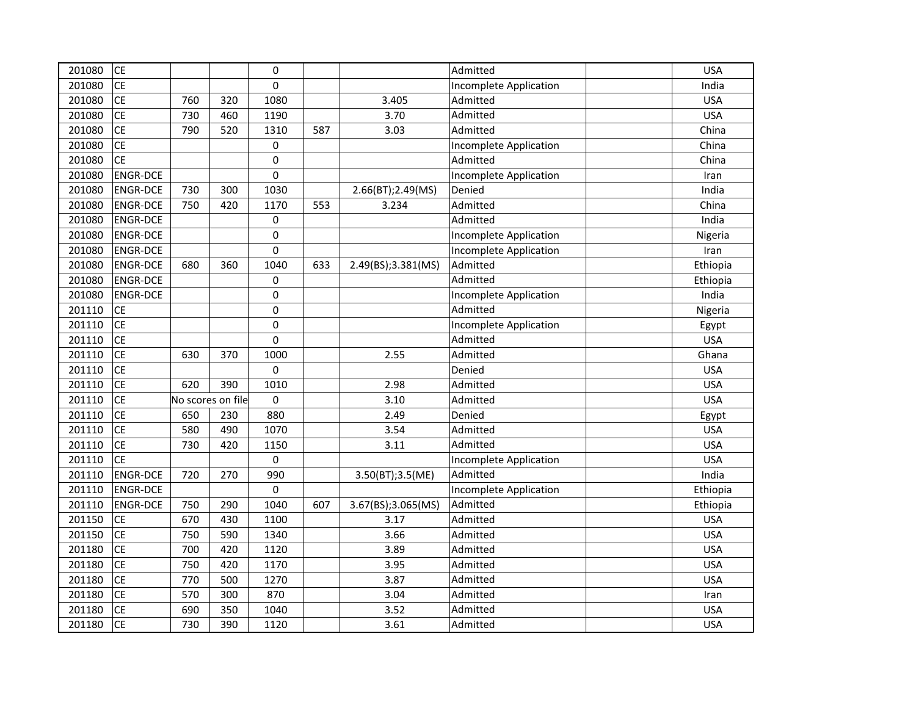| | | | | | | | | | |
|---|---|---|---|---|---|---|---|---|---|
| 201080 | CE | | | 0 | | | Admitted | | USA |
| 201080 | CE | | | 0 | | | Incomplete Application | | India |
| 201080 | CE | 760 | 320 | 1080 | | 3.405 | Admitted | | USA |
| 201080 | CE | 730 | 460 | 1190 | | 3.70 | Admitted | | USA |
| 201080 | CE | 790 | 520 | 1310 | 587 | 3.03 | Admitted | | China |
| 201080 | CE | | | 0 | | | Incomplete Application | | China |
| 201080 | CE | | | 0 | | | Admitted | | China |
| 201080 | ENGR-DCE | | | 0 | | | Incomplete Application | | Iran |
| 201080 | ENGR-DCE | 730 | 300 | 1030 | | 2.66(BT);2.49(MS) | Denied | | India |
| 201080 | ENGR-DCE | 750 | 420 | 1170 | 553 | 3.234 | Admitted | | China |
| 201080 | ENGR-DCE | | | 0 | | | Admitted | | India |
| 201080 | ENGR-DCE | | | 0 | | | Incomplete Application | | Nigeria |
| 201080 | ENGR-DCE | | | 0 | | | Incomplete Application | | Iran |
| 201080 | ENGR-DCE | 680 | 360 | 1040 | 633 | 2.49(BS);3.381(MS) | Admitted | | Ethiopia |
| 201080 | ENGR-DCE | | | 0 | | | Admitted | | Ethiopia |
| 201080 | ENGR-DCE | | | 0 | | | Incomplete Application | | India |
| 201110 | CE | | | 0 | | | Admitted | | Nigeria |
| 201110 | CE | | | 0 | | | Incomplete Application | | Egypt |
| 201110 | CE | | | 0 | | | Admitted | | USA |
| 201110 | CE | 630 | 370 | 1000 | | 2.55 | Admitted | | Ghana |
| 201110 | CE | | | 0 | | | Denied | | USA |
| 201110 | CE | 620 | 390 | 1010 | | 2.98 | Admitted | | USA |
| 201110 | CE | No scores on file | | 0 | | 3.10 | Admitted | | USA |
| 201110 | CE | 650 | 230 | 880 | | 2.49 | Denied | | Egypt |
| 201110 | CE | 580 | 490 | 1070 | | 3.54 | Admitted | | USA |
| 201110 | CE | 730 | 420 | 1150 | | 3.11 | Admitted | | USA |
| 201110 | CE | | | 0 | | | Incomplete Application | | USA |
| 201110 | ENGR-DCE | 720 | 270 | 990 | | 3.50(BT);3.5(ME) | Admitted | | India |
| 201110 | ENGR-DCE | | | 0 | | | Incomplete Application | | Ethiopia |
| 201110 | ENGR-DCE | 750 | 290 | 1040 | 607 | 3.67(BS);3.065(MS) | Admitted | | Ethiopia |
| 201150 | CE | 670 | 430 | 1100 | | 3.17 | Admitted | | USA |
| 201150 | CE | 750 | 590 | 1340 | | 3.66 | Admitted | | USA |
| 201180 | CE | 700 | 420 | 1120 | | 3.89 | Admitted | | USA |
| 201180 | CE | 750 | 420 | 1170 | | 3.95 | Admitted | | USA |
| 201180 | CE | 770 | 500 | 1270 | | 3.87 | Admitted | | USA |
| 201180 | CE | 570 | 300 | 870 | | 3.04 | Admitted | | Iran |
| 201180 | CE | 690 | 350 | 1040 | | 3.52 | Admitted | | USA |
| 201180 | CE | 730 | 390 | 1120 | | 3.61 | Admitted | | USA |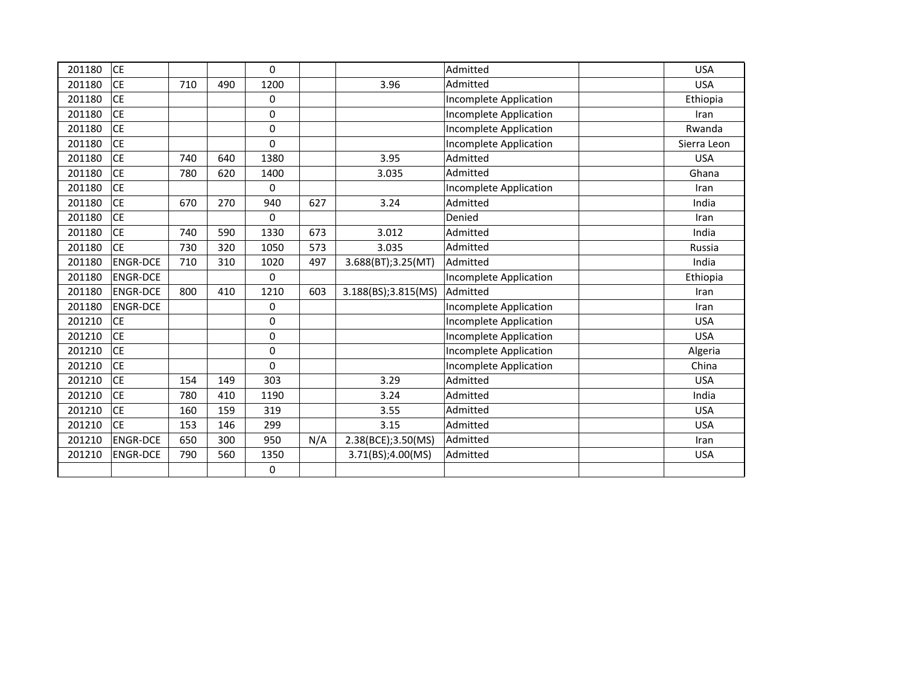| | | | | | | | | | |
|---|---|---|---|---|---|---|---|---|---|
| 201180 | CE | | | 0 | | | Admitted | | USA |
| 201180 | CE | 710 | 490 | 1200 | | 3.96 | Admitted | | USA |
| 201180 | CE | | | 0 | | | Incomplete Application | | Ethiopia |
| 201180 | CE | | | 0 | | | Incomplete Application | | Iran |
| 201180 | CE | | | 0 | | | Incomplete Application | | Rwanda |
| 201180 | CE | | | 0 | | | Incomplete Application | | Sierra Leon |
| 201180 | CE | 740 | 640 | 1380 | | 3.95 | Admitted | | USA |
| 201180 | CE | 780 | 620 | 1400 | | 3.035 | Admitted | | Ghana |
| 201180 | CE | | | 0 | | | Incomplete Application | | Iran |
| 201180 | CE | 670 | 270 | 940 | 627 | 3.24 | Admitted | | India |
| 201180 | CE | | | 0 | | | Denied | | Iran |
| 201180 | CE | 740 | 590 | 1330 | 673 | 3.012 | Admitted | | India |
| 201180 | CE | 730 | 320 | 1050 | 573 | 3.035 | Admitted | | Russia |
| 201180 | ENGR-DCE | 710 | 310 | 1020 | 497 | 3.688(BT);3.25(MT) | Admitted | | India |
| 201180 | ENGR-DCE | | | 0 | | | Incomplete Application | | Ethiopia |
| 201180 | ENGR-DCE | 800 | 410 | 1210 | 603 | 3.188(BS);3.815(MS) | Admitted | | Iran |
| 201180 | ENGR-DCE | | | 0 | | | Incomplete Application | | Iran |
| 201210 | CE | | | 0 | | | Incomplete Application | | USA |
| 201210 | CE | | | 0 | | | Incomplete Application | | USA |
| 201210 | CE | | | 0 | | | Incomplete Application | | Algeria |
| 201210 | CE | | | 0 | | | Incomplete Application | | China |
| 201210 | CE | 154 | 149 | 303 | | 3.29 | Admitted | | USA |
| 201210 | CE | 780 | 410 | 1190 | | 3.24 | Admitted | | India |
| 201210 | CE | 160 | 159 | 319 | | 3.55 | Admitted | | USA |
| 201210 | CE | 153 | 146 | 299 | | 3.15 | Admitted | | USA |
| 201210 | ENGR-DCE | 650 | 300 | 950 | N/A | 2.38(BCE);3.50(MS) | Admitted | | Iran |
| 201210 | ENGR-DCE | 790 | 560 | 1350 | | 3.71(BS);4.00(MS) | Admitted | | USA |
| | | | | 0 | | | | | |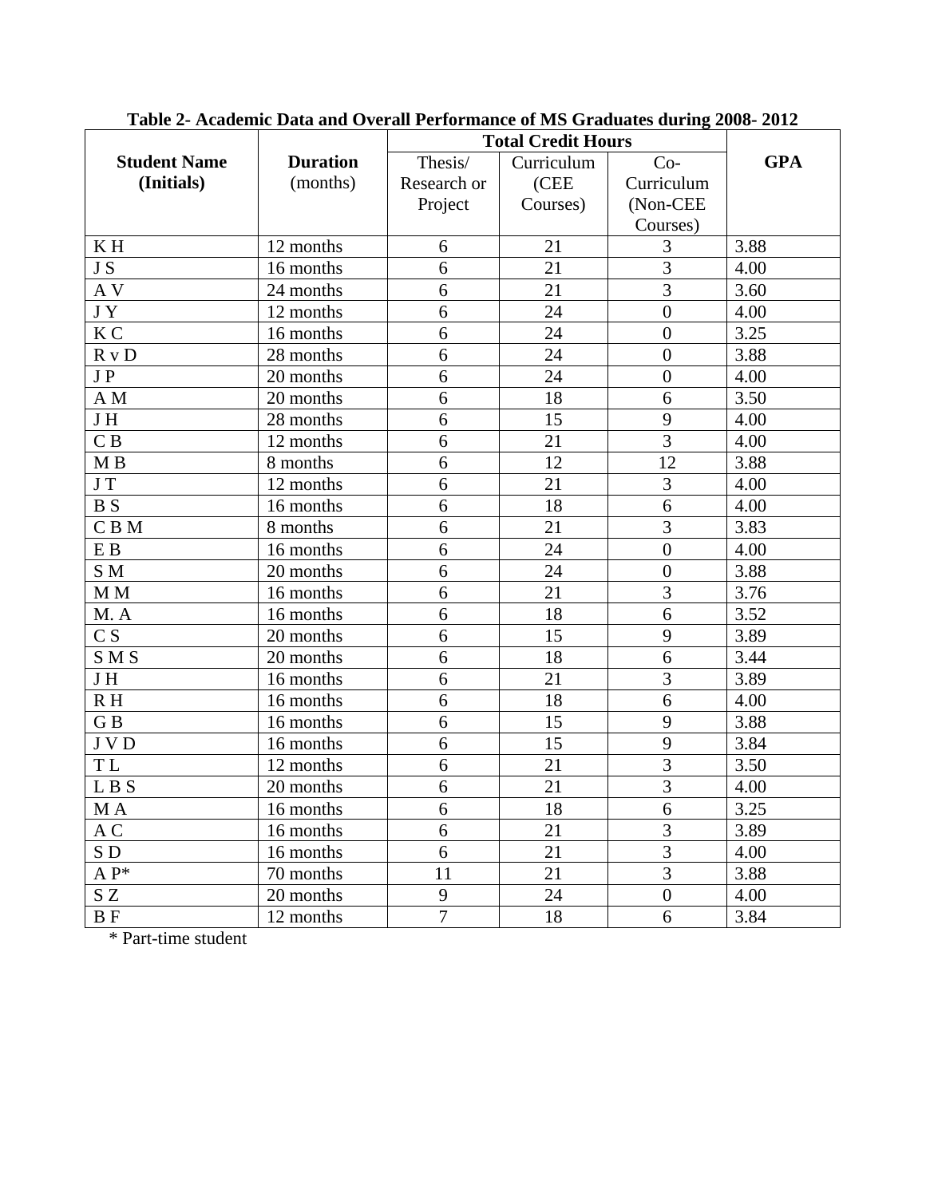**Table 2- Academic Data and Overall Performance of MS Graduates during 2008- 2012**

| **Student Name (Initials)** | **Duration** (months) | **Total Credit Hours** | | | **GPA** |
|---|---|---|---|---|---|
| | | Thesis/ Research or Project | Curriculum (CEE Courses) | Co-Curriculum (Non-CEE Courses) | |
| K H | 12 months | 6 | 21 | 3 | 3.88 |
| J S | 16 months | 6 | 21 | 3 | 4.00 |
| A V | 24 months | 6 | 21 | 3 | 3.60 |
| J Y | 12 months | 6 | 24 | 0 | 4.00 |
| K C | 16 months | 6 | 24 | 0 | 3.25 |
| R v D | 28 months | 6 | 24 | 0 | 3.88 |
| J P | 20 months | 6 | 24 | 0 | 4.00 |
| A M | 20 months | 6 | 18 | 6 | 3.50 |
| J H | 28 months | 6 | 15 | 9 | 4.00 |
| C B | 12 months | 6 | 21 | 3 | 4.00 |
| M B | 8 months | 6 | 12 | 12 | 3.88 |
| J T | 12 months | 6 | 21 | 3 | 4.00 |
| B S | 16 months | 6 | 18 | 6 | 4.00 |
| C B M | 8 months | 6 | 21 | 3 | 3.83 |
| E B | 16 months | 6 | 24 | 0 | 4.00 |
| S M | 20 months | 6 | 24 | 0 | 3.88 |
| M M | 16 months | 6 | 21 | 3 | 3.76 |
| M. A | 16 months | 6 | 18 | 6 | 3.52 |
| C S | 20 months | 6 | 15 | 9 | 3.89 |
| S M S | 20 months | 6 | 18 | 6 | 3.44 |
| J H | 16 months | 6 | 21 | 3 | 3.89 |
| R H | 16 months | 6 | 18 | 6 | 4.00 |
| G B | 16 months | 6 | 15 | 9 | 3.88 |
| J V D | 16 months | 6 | 15 | 9 | 3.84 |
| T L | 12 months | 6 | 21 | 3 | 3.50 |
| L B S | 20 months | 6 | 21 | 3 | 4.00 |
| M A | 16 months | 6 | 18 | 6 | 3.25 |
| A C | 16 months | 6 | 21 | 3 | 3.89 |
| S D | 16 months | 6 | 21 | 3 | 4.00 |
| A P* | 70 months | 11 | 21 | 3 | 3.88 |
| S Z | 20 months | 9 | 24 | 0 | 4.00 |
| B F | 12 months | 7 | 18 | 6 | 3.84 |

\* Part-time student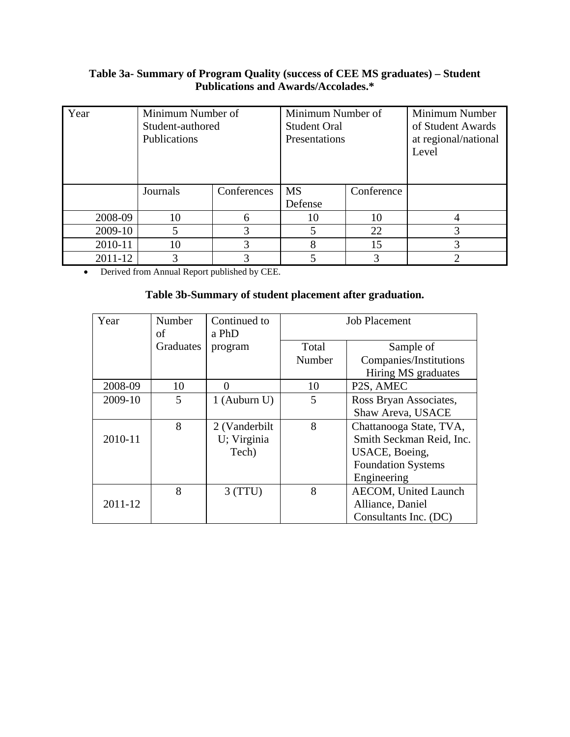**Table 3a- Summary of Program Quality (success of CEE MS graduates) – Student Publications and Awards/Accolades.***

| Year | Minimum Number of Student-authored Publications | | Minimum Number of Student Oral Presentations | | Minimum Number of Student Awards at regional/national Level |
|---|---|---|---|---|---|
| | Journals | Conferences | MS Defense | Conference | |
| 2008-09 | 10 | 6 | 10 | 10 | 4 |
| 2009-10 | 5 | 3 | 5 | 22 | 3 |
| 2010-11 | 10 | 3 | 8 | 15 | 3 |
| 2011-12 | 3 | 3 | 5 | 3 | 2 |

- Derived from Annual Report published by CEE.

**Table 3b-Summary of student placement after graduation.**

| Year | Number of Graduates | Continued to a PhD program | Job Placement | |
|---|---|---|---|---|
| | | | Total Number | Sample of Companies/Institutions Hiring MS graduates |
| 2008-09 | 10 | 0 | 10 | P2S, AMEC |
| 2009-10 | 5 | 1 (Auburn U) | 5 | Ross Bryan Associates, Shaw Areva, USACE |
| 2010-11 | 8 | 2 (Vanderbilt U; Virginia Tech) | 8 | Chattanooga State, TVA, Smith Seckman Reid, Inc. USACE, Boeing, Foundation Systems Engineering |
| 2011-12 | 8 | 3 (TTU) | 8 | AECOM, United Launch Alliance, Daniel Consultants Inc. (DC) |